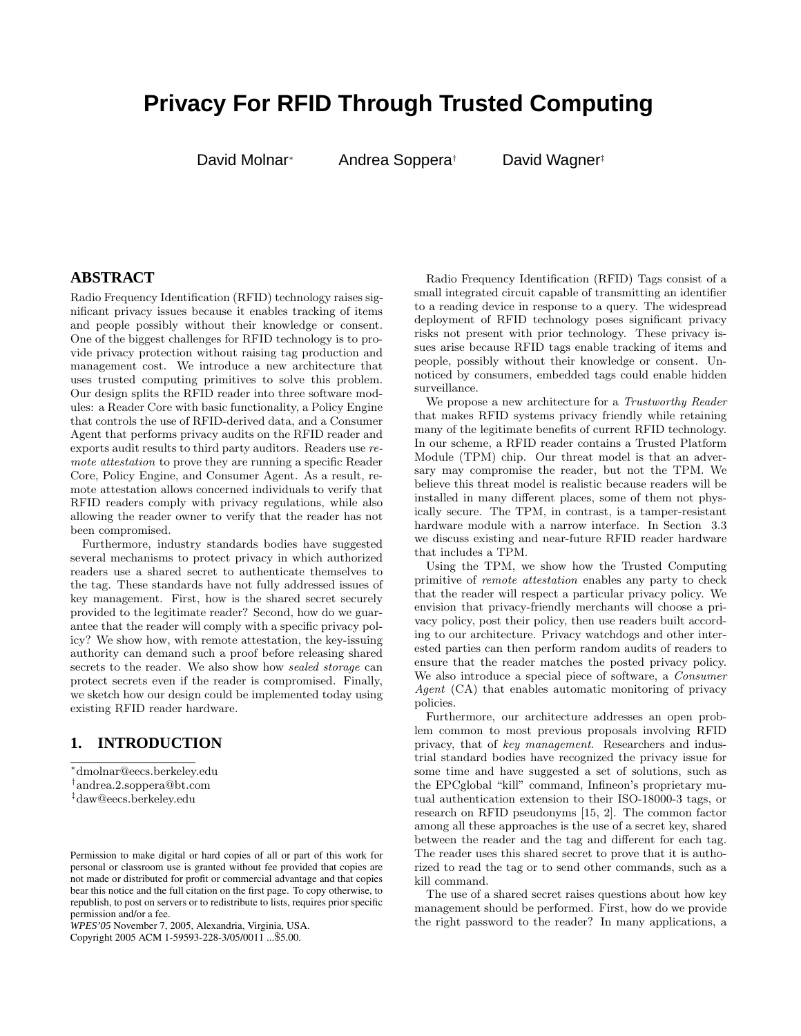# Privacy For RFID Through Trusted Computing

David Molnar[*] Andrea Soppera[†] David Wagner[‡]

## ABSTRACT

Radio Frequency Identification (RFID) technology raises significant privacy issues because it enables tracking of items and people possibly without their knowledge or consent. One of the biggest challenges for RFID technology is to provide privacy protection without raising tag production and management cost. We introduce a new architecture that uses trusted computing primitives to solve this problem. Our design splits the RFID reader into three software modules: a Reader Core with basic functionality, a Policy Engine that controls the use of RFID-derived data, and a Consumer Agent that performs privacy audits on the RFID reader and exports audit results to third party auditors. Readers use *remote attestation* to prove they are running a specific Reader Core, Policy Engine, and Consumer Agent. As a result, remote attestation allows concerned individuals to verify that RFID readers comply with privacy regulations, while also allowing the reader owner to verify that the reader has not been compromised.

Furthermore, industry standards bodies have suggested several mechanisms to protect privacy in which authorized readers use a shared secret to authenticate themselves to the tag. These standards have not fully addressed issues of key management. First, how is the shared secret securely provided to the legitimate reader? Second, how do we guarantee that the reader will comply with a specific privacy policy? We show how, with remote attestation, the key-issuing authority can demand such a proof before releasing shared secrets to the reader. We also show how *sealed storage* can protect secrets even if the reader is compromised. Finally, we sketch how our design could be implemented today using existing RFID reader hardware.

## 1. INTRODUCTION

[*]dmolnar@eecs.berkeley.edu

[†]andrea.2.soppera@bt.com

[‡]daw@eecs.berkeley.edu

Permission to make digital or hard copies of all or part of this work for personal or classroom use is granted without fee provided that copies are not made or distributed for profit or commercial advantage and that copies bear this notice and the full citation on the first page. To copy otherwise, to republish, to post on servers or to redistribute to lists, requires prior specific permission and/or a fee.
*WPES'05* November 7, 2005, Alexandria, Virginia, USA.
Copyright 2005 ACM 1-59593-228-3/05/0011 ...$5.00.

Radio Frequency Identification (RFID) Tags consist of a small integrated circuit capable of transmitting an identifier to a reading device in response to a query. The widespread deployment of RFID technology poses significant privacy risks not present with prior technology. These privacy issues arise because RFID tags enable tracking of items and people, possibly without their knowledge or consent. Unnoticed by consumers, embedded tags could enable hidden surveillance.

We propose a new architecture for a *Trustworthy Reader* that makes RFID systems privacy friendly while retaining many of the legitimate benefits of current RFID technology. In our scheme, a RFID reader contains a Trusted Platform Module (TPM) chip. Our threat model is that an adversary may compromise the reader, but not the TPM. We believe this threat model is realistic because readers will be installed in many different places, some of them not physically secure. The TPM, in contrast, is a tamper-resistant hardware module with a narrow interface. In Section 3.3 we discuss existing and near-future RFID reader hardware that includes a TPM.

Using the TPM, we show how the Trusted Computing primitive of *remote attestation* enables any party to check that the reader will respect a particular privacy policy. We envision that privacy-friendly merchants will choose a privacy policy, post their policy, then use readers built according to our architecture. Privacy watchdogs and other interested parties can then perform random audits of readers to ensure that the reader matches the posted privacy policy. We also introduce a special piece of software, a *Consumer Agent* (CA) that enables automatic monitoring of privacy policies.

Furthermore, our architecture addresses an open problem common to most previous proposals involving RFID privacy, that of *key management*. Researchers and industrial standard bodies have recognized the privacy issue for some time and have suggested a set of solutions, such as the EPCglobal "kill" command, Infineon's proprietary mutual authentication extension to their ISO-18000-3 tags, or research on RFID pseudonyms [15, 2]. The common factor among all these approaches is the use of a secret key, shared between the reader and the tag and different for each tag. The reader uses this shared secret to prove that it is authorized to read the tag or to send other commands, such as a kill command.

The use of a shared secret raises questions about how key management should be performed. First, how do we provide the right password to the reader? In many applications, a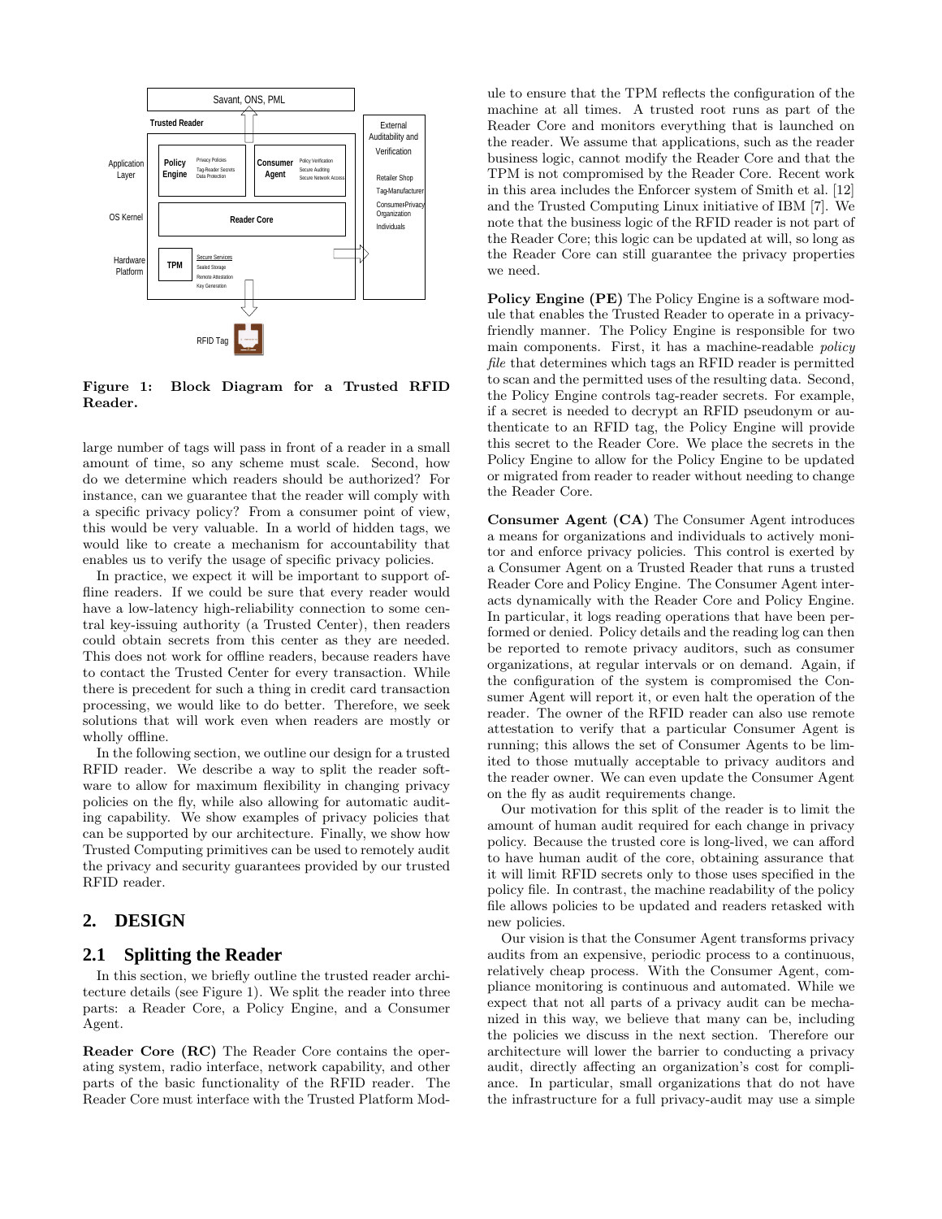Savant, ONS, PML

Trusted Reader

External Auditability and Verification

Retailer Shop

Tag-Manufacturer

Consumer-Privacy Organization

Individuals

Application Layer

Policy Engine

Privacy Policies

Tag-Reader Secrets

Data Protection

Consumer Agent

Policy Verification

Secure Auditing

Secure Network Access

OS Kernel

Reader Core

Hardware Platform

TPM

Secure Services

Sealed Storage

Remote Attestation

Key Generation

RFID Tag

**Figure 1: Block Diagram for a Trusted RFID Reader.**

large number of tags will pass in front of a reader in a small amount of time, so any scheme must scale. Second, how do we determine which readers should be authorized? For instance, can we guarantee that the reader will comply with a specific privacy policy? From a consumer point of view, this would be very valuable. In a world of hidden tags, we would like to create a mechanism for accountability that enables us to verify the usage of specific privacy policies.

In practice, we expect it will be important to support offline readers. If we could be sure that every reader would have a low-latency high-reliability connection to some central key-issuing authority (a Trusted Center), then readers could obtain secrets from this center as they are needed. This does not work for offline readers, because readers have to contact the Trusted Center for every transaction. While there is precedent for such a thing in credit card transaction processing, we would like to do better. Therefore, we seek solutions that will work even when readers are mostly or wholly offline.

In the following section, we outline our design for a trusted RFID reader. We describe a way to split the reader software to allow for maximum flexibility in changing privacy policies on the fly, while also allowing for automatic auditing capability. We show examples of privacy policies that can be supported by our architecture. Finally, we show how Trusted Computing primitives can be used to remotely audit the privacy and security guarantees provided by our trusted RFID reader.

## 2. DESIGN

### 2.1 Splitting the Reader

In this section, we briefly outline the trusted reader architecture details (see Figure 1). We split the reader into three parts: a Reader Core, a Policy Engine, and a Consumer Agent.

**Reader Core (RC)** The Reader Core contains the operating system, radio interface, network capability, and other parts of the basic functionality of the RFID reader. The Reader Core must interface with the Trusted Platform Module to ensure that the TPM reflects the configuration of the machine at all times. A trusted root runs as part of the Reader Core and monitors everything that is launched on the reader. We assume that applications, such as the reader business logic, cannot modify the Reader Core and that the TPM is not compromised by the Reader Core. Recent work in this area includes the Enforcer system of Smith et al. [12] and the Trusted Computing Linux initiative of IBM [7]. We note that the business logic of the RFID reader is not part of the Reader Core; this logic can be updated at will, so long as the Reader Core can still guarantee the privacy properties we need.

**Policy Engine (PE)** The Policy Engine is a software module that enables the Trusted Reader to operate in a privacy-friendly manner. The Policy Engine is responsible for two main components. First, it has a machine-readable *policy file* that determines which tags an RFID reader is permitted to scan and the permitted uses of the resulting data. Second, the Policy Engine controls tag-reader secrets. For example, if a secret is needed to decrypt an RFID pseudonym or authenticate to an RFID tag, the Policy Engine will provide this secret to the Reader Core. We place the secrets in the Policy Engine to allow for the Policy Engine to be updated or migrated from reader to reader without needing to change the Reader Core.

**Consumer Agent (CA)** The Consumer Agent introduces a means for organizations and individuals to actively monitor and enforce privacy policies. This control is exerted by a Consumer Agent on a Trusted Reader that runs a trusted Reader Core and Policy Engine. The Consumer Agent interacts dynamically with the Reader Core and Policy Engine. In particular, it logs reading operations that have been performed or denied. Policy details and the reading log can then be reported to remote privacy auditors, such as consumer organizations, at regular intervals or on demand. Again, if the configuration of the system is compromised the Consumer Agent will report it, or even halt the operation of the reader. The owner of the RFID reader can also use remote attestation to verify that a particular Consumer Agent is running; this allows the set of Consumer Agents to be limited to those mutually acceptable to privacy auditors and the reader owner. We can even update the Consumer Agent on the fly as audit requirements change.

Our motivation for this split of the reader is to limit the amount of human audit required for each change in privacy policy. Because the trusted core is long-lived, we can afford to have human audit of the core, obtaining assurance that it will limit RFID secrets only to those uses specified in the policy file. In contrast, the machine readability of the policy file allows policies to be updated and readers retasked with new policies.

Our vision is that the Consumer Agent transforms privacy audits from an expensive, periodic process to a continuous, relatively cheap process. With the Consumer Agent, compliance monitoring is continuous and automated. While we expect that not all parts of a privacy audit can be mechanized in this way, we believe that many can be, including the policies we discuss in the next section. Therefore our architecture will lower the barrier to conducting a privacy audit, directly affecting an organization's cost for compliance. In particular, small organizations that do not have the infrastructure for a full privacy-audit may use a simple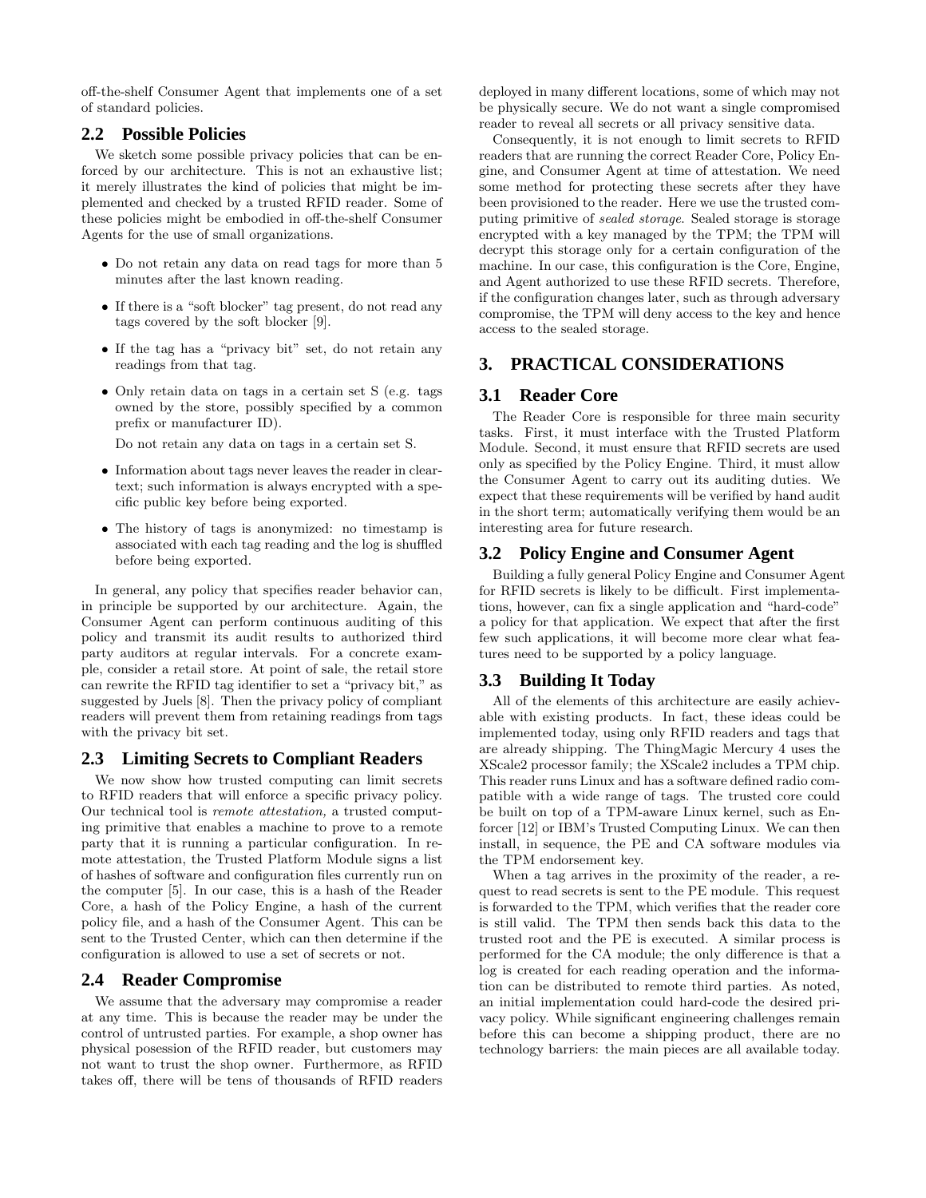off-the-shelf Consumer Agent that implements one of a set of standard policies.

## 2.2 Possible Policies

We sketch some possible privacy policies that can be enforced by our architecture. This is not an exhaustive list; it merely illustrates the kind of policies that might be implemented and checked by a trusted RFID reader. Some of these policies might be embodied in off-the-shelf Consumer Agents for the use of small organizations.

- Do not retain any data on read tags for more than 5 minutes after the last known reading.
- If there is a "soft blocker" tag present, do not read any tags covered by the soft blocker [9].
- If the tag has a "privacy bit" set, do not retain any readings from that tag.
- Only retain data on tags in a certain set S (e.g. tags owned by the store, possibly specified by a common prefix or manufacturer ID).

  Do not retain any data on tags in a certain set S.
- Information about tags never leaves the reader in cleartext; such information is always encrypted with a specific public key before being exported.
- The history of tags is anonymized: no timestamp is associated with each tag reading and the log is shuffled before being exported.

In general, any policy that specifies reader behavior can, in principle be supported by our architecture. Again, the Consumer Agent can perform continuous auditing of this policy and transmit its audit results to authorized third party auditors at regular intervals. For a concrete example, consider a retail store. At point of sale, the retail store can rewrite the RFID tag identifier to set a "privacy bit," as suggested by Juels [8]. Then the privacy policy of compliant readers will prevent them from retaining readings from tags with the privacy bit set.

## 2.3 Limiting Secrets to Compliant Readers

We now show how trusted computing can limit secrets to RFID readers that will enforce a specific privacy policy. Our technical tool is *remote attestation,* a trusted computing primitive that enables a machine to prove to a remote party that it is running a particular configuration. In remote attestation, the Trusted Platform Module signs a list of hashes of software and configuration files currently run on the computer [5]. In our case, this is a hash of the Reader Core, a hash of the Policy Engine, a hash of the current policy file, and a hash of the Consumer Agent. This can be sent to the Trusted Center, which can then determine if the configuration is allowed to use a set of secrets or not.

## 2.4 Reader Compromise

We assume that the adversary may compromise a reader at any time. This is because the reader may be under the control of untrusted parties. For example, a shop owner has physical posession of the RFID reader, but customers may not want to trust the shop owner. Furthermore, as RFID takes off, there will be tens of thousands of RFID readers deployed in many different locations, some of which may not be physically secure. We do not want a single compromised reader to reveal all secrets or all privacy sensitive data.

Consequently, it is not enough to limit secrets to RFID readers that are running the correct Reader Core, Policy Engine, and Consumer Agent at time of attestation. We need some method for protecting these secrets after they have been provisioned to the reader. Here we use the trusted computing primitive of *sealed storage*. Sealed storage is storage encrypted with a key managed by the TPM; the TPM will decrypt this storage only for a certain configuration of the machine. In our case, this configuration is the Core, Engine, and Agent authorized to use these RFID secrets. Therefore, if the configuration changes later, such as through adversary compromise, the TPM will deny access to the key and hence access to the sealed storage.

# 3. PRACTICAL CONSIDERATIONS

## 3.1 Reader Core

The Reader Core is responsible for three main security tasks. First, it must interface with the Trusted Platform Module. Second, it must ensure that RFID secrets are used only as specified by the Policy Engine. Third, it must allow the Consumer Agent to carry out its auditing duties. We expect that these requirements will be verified by hand audit in the short term; automatically verifying them would be an interesting area for future research.

## 3.2 Policy Engine and Consumer Agent

Building a fully general Policy Engine and Consumer Agent for RFID secrets is likely to be difficult. First implementations, however, can fix a single application and "hard-code" a policy for that application. We expect that after the first few such applications, it will become more clear what features need to be supported by a policy language.

## 3.3 Building It Today

All of the elements of this architecture are easily achievable with existing products. In fact, these ideas could be implemented today, using only RFID readers and tags that are already shipping. The ThingMagic Mercury 4 uses the XScale2 processor family; the XScale2 includes a TPM chip. This reader runs Linux and has a software defined radio compatible with a wide range of tags. The trusted core could be built on top of a TPM-aware Linux kernel, such as Enforcer [12] or IBM's Trusted Computing Linux. We can then install, in sequence, the PE and CA software modules via the TPM endorsement key.

When a tag arrives in the proximity of the reader, a request to read secrets is sent to the PE module. This request is forwarded to the TPM, which verifies that the reader core is still valid. The TPM then sends back this data to the trusted root and the PE is executed. A similar process is performed for the CA module; the only difference is that a log is created for each reading operation and the information can be distributed to remote third parties. As noted, an initial implementation could hard-code the desired privacy policy. While significant engineering challenges remain before this can become a shipping product, there are no technology barriers: the main pieces are all available today.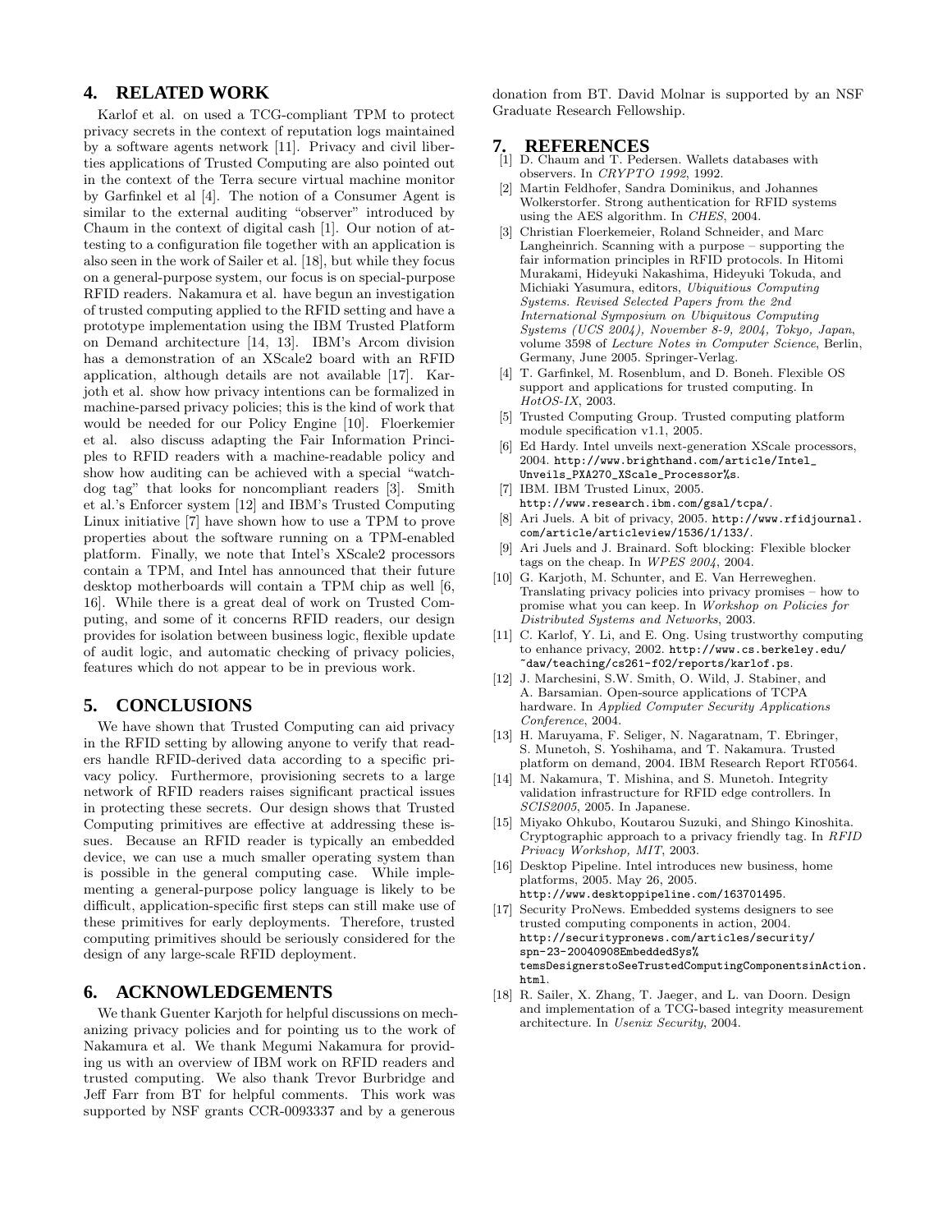## 4. RELATED WORK

Karlof et al. on used a TCG-compliant TPM to protect privacy secrets in the context of reputation logs maintained by a software agents network [11]. Privacy and civil liberties applications of Trusted Computing are also pointed out in the context of the Terra secure virtual machine monitor by Garfinkel et al [4]. The notion of a Consumer Agent is similar to the external auditing "observer" introduced by Chaum in the context of digital cash [1]. Our notion of attesting to a configuration file together with an application is also seen in the work of Sailer et al. [18], but while they focus on a general-purpose system, our focus is on special-purpose RFID readers. Nakamura et al. have begun an investigation of trusted computing applied to the RFID setting and have a prototype implementation using the IBM Trusted Platform on Demand architecture [14, 13]. IBM's Arcom division has a demonstration of an XScale2 board with an RFID application, although details are not available [17]. Karjoth et al. show how privacy intentions can be formalized in machine-parsed privacy policies; this is the kind of work that would be needed for our Policy Engine [10]. Floerkemier et al. also discuss adapting the Fair Information Principles to RFID readers with a machine-readable policy and show how auditing can be achieved with a special "watchdog tag" that looks for noncompliant readers [3]. Smith et al.'s Enforcer system [12] and IBM's Trusted Computing Linux initiative [7] have shown how to use a TPM to prove properties about the software running on a TPM-enabled platform. Finally, we note that Intel's XScale2 processors contain a TPM, and Intel has announced that their future desktop motherboards will contain a TPM chip as well [6, 16]. While there is a great deal of work on Trusted Computing, and some of it concerns RFID readers, our design provides for isolation between business logic, flexible update of audit logic, and automatic checking of privacy policies, features which do not appear to be in previous work.

## 5. CONCLUSIONS

We have shown that Trusted Computing can aid privacy in the RFID setting by allowing anyone to verify that readers handle RFID-derived data according to a specific privacy policy. Furthermore, provisioning secrets to a large network of RFID readers raises significant practical issues in protecting these secrets. Our design shows that Trusted Computing primitives are effective at addressing these issues. Because an RFID reader is typically an embedded device, we can use a much smaller operating system than is possible in the general computing case. While implementing a general-purpose policy language is likely to be difficult, application-specific first steps can still make use of these primitives for early deployments. Therefore, trusted computing primitives should be seriously considered for the design of any large-scale RFID deployment.

## 6. ACKNOWLEDGEMENTS

We thank Guenter Karjoth for helpful discussions on mechanizing privacy policies and for pointing us to the work of Nakamura et al. We thank Megumi Nakamura for providing us with an overview of IBM work on RFID readers and trusted computing. We also thank Trevor Burbridge and Jeff Farr from BT for helpful comments. This work was supported by NSF grants CCR-0093337 and by a generous donation from BT. David Molnar is supported by an NSF Graduate Research Fellowship.

## 7. REFERENCES

[1] D. Chaum and T. Pedersen. Wallets databases with observers. In *CRYPTO 1992*, 1992.

[2] Martin Feldhofer, Sandra Dominikus, and Johannes Wolkerstorfer. Strong authentication for RFID systems using the AES algorithm. In *CHES*, 2004.

[3] Christian Floerkemeier, Roland Schneider, and Marc Langheinrich. Scanning with a purpose – supporting the fair information principles in RFID protocols. In Hitomi Murakami, Hideyuki Nakashima, Hideyuki Tokuda, and Michiaki Yasumura, editors, *Ubiquitious Computing Systems. Revised Selected Papers from the 2nd International Symposium on Ubiquitous Computing Systems (UCS 2004), November 8-9, 2004, Tokyo, Japan*, volume 3598 of *Lecture Notes in Computer Science*, Berlin, Germany, June 2005. Springer-Verlag.

[4] T. Garfinkel, M. Rosenblum, and D. Boneh. Flexible OS support and applications for trusted computing. In *HotOS-IX*, 2003.

[5] Trusted Computing Group. Trusted computing platform module specification v1.1, 2005.

[6] Ed Hardy. Intel unveils next-generation XScale processors, 2004. http://www.brighthand.com/article/Intel_Unveils_PXA270_XScale_Processor%s.

[7] IBM. IBM Trusted Linux, 2005. http://www.research.ibm.com/gsal/tcpa/.

[8] Ari Juels. A bit of privacy, 2005. http://www.rfidjournal.com/article/articleview/1536/1/133/.

[9] Ari Juels and J. Brainard. Soft blocking: Flexible blocker tags on the cheap. In *WPES 2004*, 2004.

[10] G. Karjoth, M. Schunter, and E. Van Herreweghen. Translating privacy policies into privacy promises – how to promise what you can keep. In *Workshop on Policies for Distributed Systems and Networks*, 2003.

[11] C. Karlof, Y. Li, and E. Ong. Using trustworthy computing to enhance privacy, 2002. http://www.cs.berkeley.edu/~daw/teaching/cs261-f02/reports/karlof.ps.

[12] J. Marchesini, S.W. Smith, O. Wild, J. Stabiner, and A. Barsamian. Open-source applications of TCPA hardware. In *Applied Computer Security Applications Conference*, 2004.

[13] H. Maruyama, F. Seliger, N. Nagaratnam, T. Ebringer, S. Munetoh, S. Yoshihama, and T. Nakamura. Trusted platform on demand, 2004. IBM Research Report RT0564.

[14] M. Nakamura, T. Mishina, and S. Munetoh. Integrity validation infrastructure for RFID edge controllers. In *SCIS2005*, 2005. In Japanese.

[15] Miyako Ohkubo, Koutarou Suzuki, and Shingo Kinoshita. Cryptographic approach to a privacy friendly tag. In *RFID Privacy Workshop, MIT*, 2003.

[16] Desktop Pipeline. Intel introduces new business, home platforms, 2005. May 26, 2005. http://www.desktoppipeline.com/163701495.

[17] Security ProNews. Embedded systems designers to see trusted computing components in action, 2004. http://securitypronews.com/articles/security/spn-23-20040908EmbeddedSys%temsDesignerstoSeeTrustedComputingComponentsinAction.html.

[18] R. Sailer, X. Zhang, T. Jaeger, and L. van Doorn. Design and implementation of a TCG-based integrity measurement architecture. In *Usenix Security*, 2004.